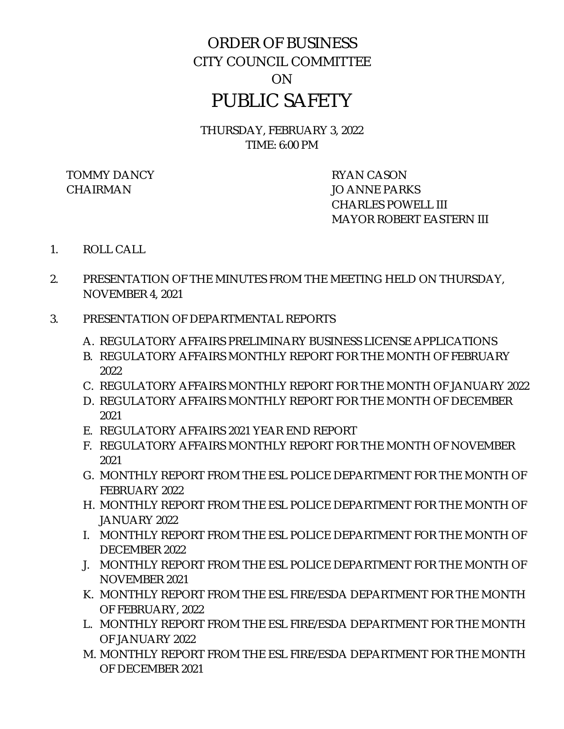# ORDER OF BUSINESS
## CITY COUNCIL COMMITTEE
## ON
# PUBLIC SAFETY

THURSDAY, FEBRUARY 3, 2022
TIME: 6:00 PM

TOMMY DANCY
CHAIRMAN

RYAN CASON
JO ANNE PARKS
CHARLES POWELL III
MAYOR ROBERT EASTERN III

1. ROLL CALL

2. PRESENTATION OF THE MINUTES FROM THE MEETING HELD ON THURSDAY, NOVEMBER 4, 2021

3. PRESENTATION OF DEPARTMENTAL REPORTS

   A. REGULATORY AFFAIRS PRELIMINARY BUSINESS LICENSE APPLICATIONS
   B. REGULATORY AFFAIRS MONTHLY REPORT FOR THE MONTH OF FEBRUARY 2022
   C. REGULATORY AFFAIRS MONTHLY REPORT FOR THE MONTH OF JANUARY 2022
   D. REGULATORY AFFAIRS MONTHLY REPORT FOR THE MONTH OF DECEMBER 2021
   E. REGULATORY AFFAIRS 2021 YEAR END REPORT
   F. REGULATORY AFFAIRS MONTHLY REPORT FOR THE MONTH OF NOVEMBER 2021
   G. MONTHLY REPORT FROM THE ESL POLICE DEPARTMENT FOR THE MONTH OF FEBRUARY 2022
   H. MONTHLY REPORT FROM THE ESL POLICE DEPARTMENT FOR THE MONTH OF JANUARY 2022
   I. MONTHLY REPORT FROM THE ESL POLICE DEPARTMENT FOR THE MONTH OF DECEMBER 2022
   J. MONTHLY REPORT FROM THE ESL POLICE DEPARTMENT FOR THE MONTH OF NOVEMBER 2021
   K. MONTHLY REPORT FROM THE ESL FIRE/ESDA DEPARTMENT FOR THE MONTH OF FEBRUARY, 2022
   L. MONTHLY REPORT FROM THE ESL FIRE/ESDA DEPARTMENT FOR THE MONTH OF JANUARY 2022
   M. MONTHLY REPORT FROM THE ESL FIRE/ESDA DEPARTMENT FOR THE MONTH OF DECEMBER 2021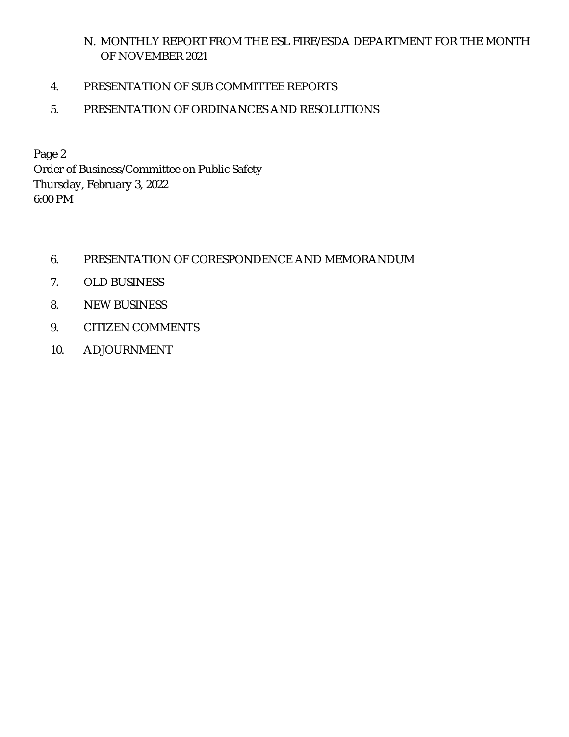N. MONTHLY REPORT FROM THE ESL FIRE/ESDA DEPARTMENT FOR THE MONTH OF NOVEMBER 2021

4. PRESENTATION OF SUB COMMITTEE REPORTS

5. PRESENTATION OF ORDINANCES AND RESOLUTIONS

6. PRESENTATION OF CORESPONDENCE AND MEMORANDUM

7. OLD BUSINESS

8. NEW BUSINESS

9. CITIZEN COMMENTS

10. ADJOURNMENT